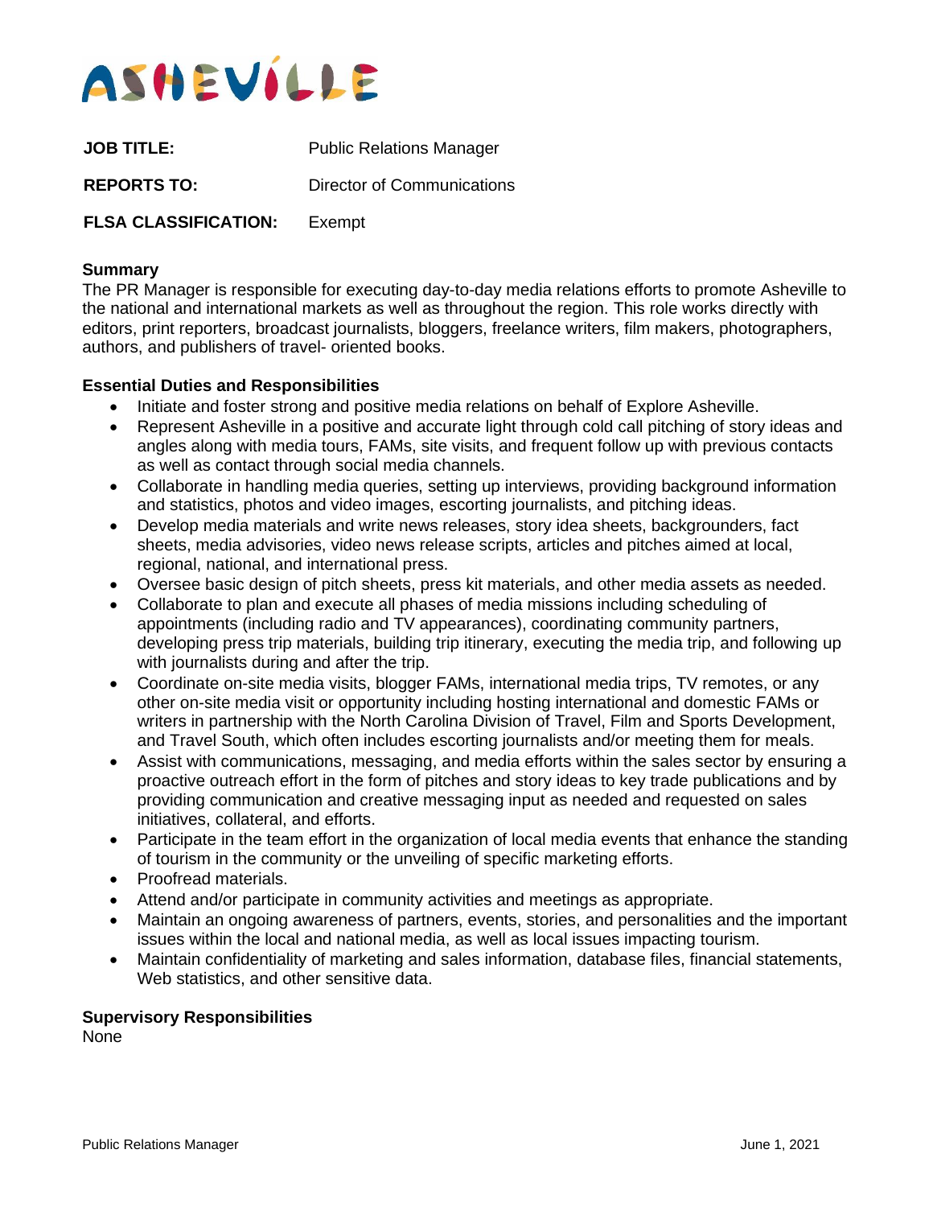ASHEVILLE

**JOB TITLE:** Public Relations Manager

**REPORTS TO:** Director of Communications

**FLSA CLASSIFICATION:** Exempt

**Summary**

The PR Manager is responsible for executing day-to-day media relations efforts to promote Asheville to the national and international markets as well as throughout the region. This role works directly with editors, print reporters, broadcast journalists, bloggers, freelance writers, film makers, photographers, authors, and publishers of travel- oriented books.

**Essential Duties and Responsibilities**

- Initiate and foster strong and positive media relations on behalf of Explore Asheville.
- Represent Asheville in a positive and accurate light through cold call pitching of story ideas and angles along with media tours, FAMs, site visits, and frequent follow up with previous contacts as well as contact through social media channels.
- Collaborate in handling media queries, setting up interviews, providing background information and statistics, photos and video images, escorting journalists, and pitching ideas.
- Develop media materials and write news releases, story idea sheets, backgrounders, fact sheets, media advisories, video news release scripts, articles and pitches aimed at local, regional, national, and international press.
- Oversee basic design of pitch sheets, press kit materials, and other media assets as needed.
- Collaborate to plan and execute all phases of media missions including scheduling of appointments (including radio and TV appearances), coordinating community partners, developing press trip materials, building trip itinerary, executing the media trip, and following up with journalists during and after the trip.
- Coordinate on-site media visits, blogger FAMs, international media trips, TV remotes, or any other on-site media visit or opportunity including hosting international and domestic FAMs or writers in partnership with the North Carolina Division of Travel, Film and Sports Development, and Travel South, which often includes escorting journalists and/or meeting them for meals.
- Assist with communications, messaging, and media efforts within the sales sector by ensuring a proactive outreach effort in the form of pitches and story ideas to key trade publications and by providing communication and creative messaging input as needed and requested on sales initiatives, collateral, and efforts.
- Participate in the team effort in the organization of local media events that enhance the standing of tourism in the community or the unveiling of specific marketing efforts.
- Proofread materials.
- Attend and/or participate in community activities and meetings as appropriate.
- Maintain an ongoing awareness of partners, events, stories, and personalities and the important issues within the local and national media, as well as local issues impacting tourism.
- Maintain confidentiality of marketing and sales information, database files, financial statements, Web statistics, and other sensitive data.

**Supervisory Responsibilities**

None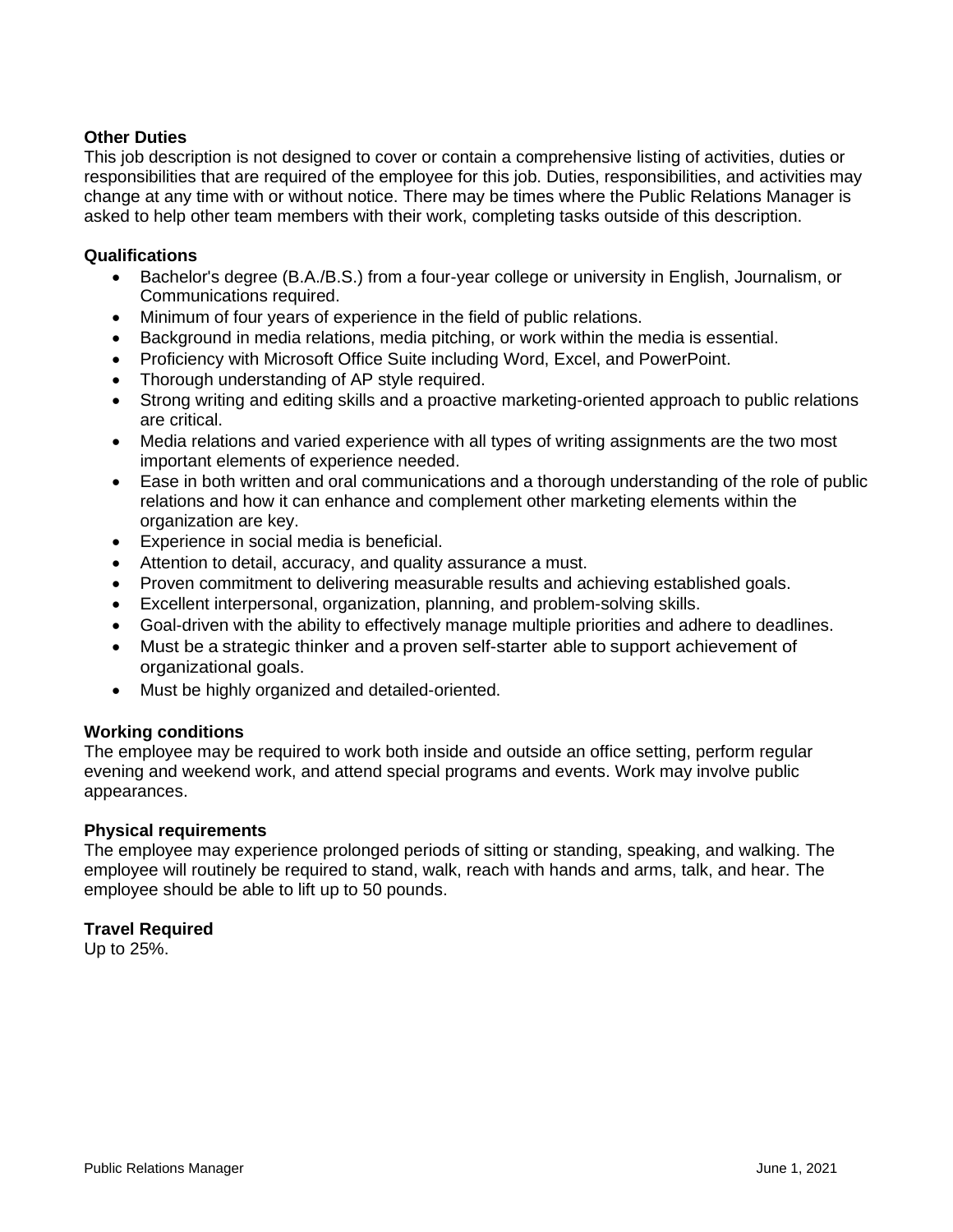**Other Duties**

This job description is not designed to cover or contain a comprehensive listing of activities, duties or responsibilities that are required of the employee for this job. Duties, responsibilities, and activities may change at any time with or without notice. There may be times where the Public Relations Manager is asked to help other team members with their work, completing tasks outside of this description.

**Qualifications**

- Bachelor's degree (B.A./B.S.) from a four-year college or university in English, Journalism, or Communications required.
- Minimum of four years of experience in the field of public relations.
- Background in media relations, media pitching, or work within the media is essential.
- Proficiency with Microsoft Office Suite including Word, Excel, and PowerPoint.
- Thorough understanding of AP style required.
- Strong writing and editing skills and a proactive marketing-oriented approach to public relations are critical.
- Media relations and varied experience with all types of writing assignments are the two most important elements of experience needed.
- Ease in both written and oral communications and a thorough understanding of the role of public relations and how it can enhance and complement other marketing elements within the organization are key.
- Experience in social media is beneficial.
- Attention to detail, accuracy, and quality assurance a must.
- Proven commitment to delivering measurable results and achieving established goals.
- Excellent interpersonal, organization, planning, and problem-solving skills.
- Goal-driven with the ability to effectively manage multiple priorities and adhere to deadlines.
- Must be a strategic thinker and a proven self-starter able to support achievement of organizational goals.
- Must be highly organized and detailed-oriented.

**Working conditions**

The employee may be required to work both inside and outside an office setting, perform regular evening and weekend work, and attend special programs and events. Work may involve public appearances.

**Physical requirements**

The employee may experience prolonged periods of sitting or standing, speaking, and walking. The employee will routinely be required to stand, walk, reach with hands and arms, talk, and hear. The employee should be able to lift up to 50 pounds.

**Travel Required**

Up to 25%.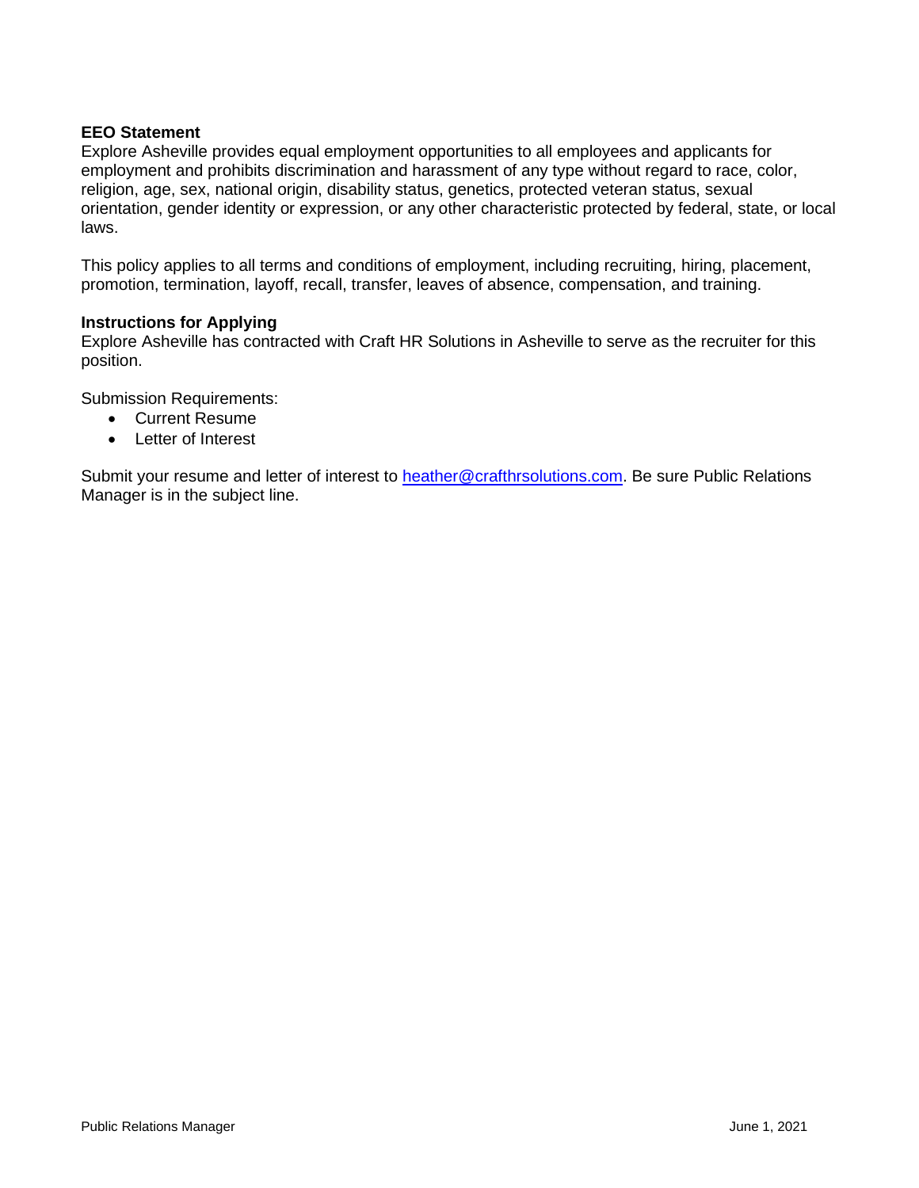**EEO Statement**

Explore Asheville provides equal employment opportunities to all employees and applicants for employment and prohibits discrimination and harassment of any type without regard to race, color, religion, age, sex, national origin, disability status, genetics, protected veteran status, sexual orientation, gender identity or expression, or any other characteristic protected by federal, state, or local laws.

This policy applies to all terms and conditions of employment, including recruiting, hiring, placement, promotion, termination, layoff, recall, transfer, leaves of absence, compensation, and training.

**Instructions for Applying**

Explore Asheville has contracted with Craft HR Solutions in Asheville to serve as the recruiter for this position.

Submission Requirements:

- Current Resume
- Letter of Interest

Submit your resume and letter of interest to heather@crafthrsolutions.com. Be sure Public Relations Manager is in the subject line.